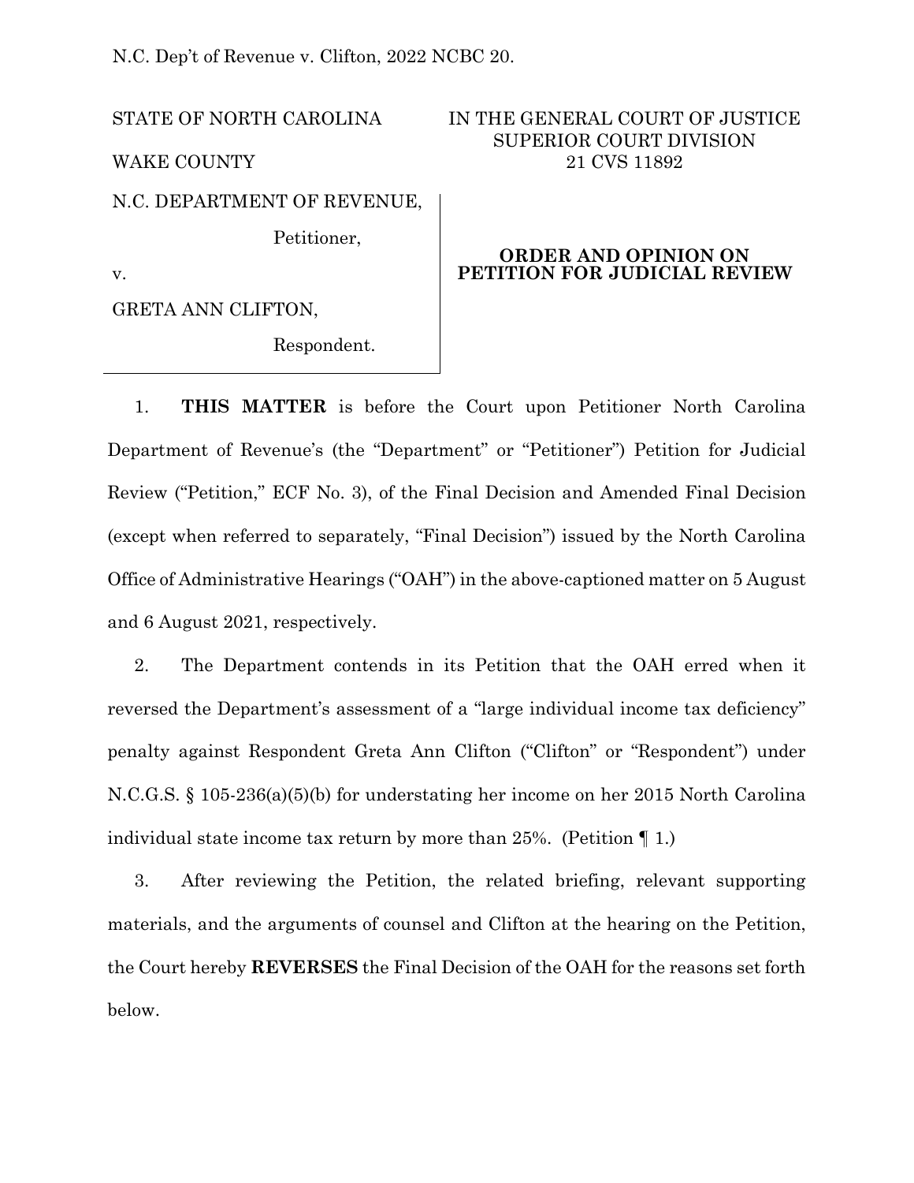N.C. Dep't of Revenue v. Clifton, 2022 NCBC 20.

STATE OF NORTH CAROLINA

WAKE COUNTY

IN THE GENERAL COURT OF JUSTICE
SUPERIOR COURT DIVISION
21 CVS 11892

N.C. DEPARTMENT OF REVENUE,

Petitioner,

v.

GRETA ANN CLIFTON,

Respondent.

**ORDER AND OPINION ON PETITION FOR JUDICIAL REVIEW**

1. **THIS MATTER** is before the Court upon Petitioner North Carolina Department of Revenue's (the "Department" or "Petitioner") Petition for Judicial Review ("Petition," ECF No. 3), of the Final Decision and Amended Final Decision (except when referred to separately, "Final Decision") issued by the North Carolina Office of Administrative Hearings ("OAH") in the above-captioned matter on 5 August and 6 August 2021, respectively.

2. The Department contends in its Petition that the OAH erred when it reversed the Department's assessment of a "large individual income tax deficiency" penalty against Respondent Greta Ann Clifton ("Clifton" or "Respondent") under N.C.G.S. § 105-236(a)(5)(b) for understating her income on her 2015 North Carolina individual state income tax return by more than 25%. (Petition ¶ 1.)

3. After reviewing the Petition, the related briefing, relevant supporting materials, and the arguments of counsel and Clifton at the hearing on the Petition, the Court hereby **REVERSES** the Final Decision of the OAH for the reasons set forth below.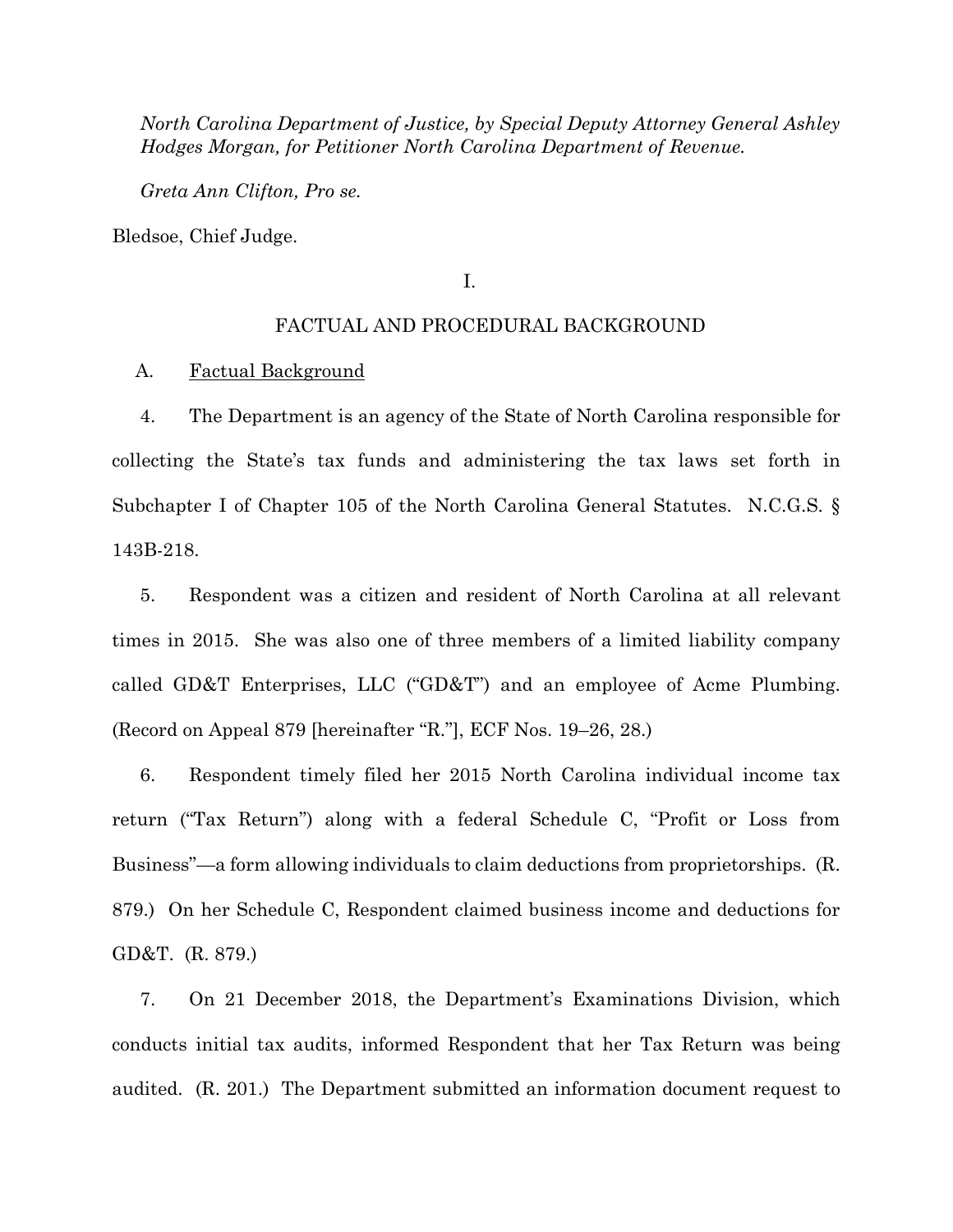*North Carolina Department of Justice, by Special Deputy Attorney General Ashley Hodges Morgan, for Petitioner North Carolina Department of Revenue.*

*Greta Ann Clifton, Pro se.*

Bledsoe, Chief Judge.

I.

FACTUAL AND PROCEDURAL BACKGROUND

A. Factual Background

4. The Department is an agency of the State of North Carolina responsible for collecting the State's tax funds and administering the tax laws set forth in Subchapter I of Chapter 105 of the North Carolina General Statutes. N.C.G.S. § 143B-218.

5. Respondent was a citizen and resident of North Carolina at all relevant times in 2015. She was also one of three members of a limited liability company called GD&T Enterprises, LLC ("GD&T") and an employee of Acme Plumbing. (Record on Appeal 879 [hereinafter "R."], ECF Nos. 19–26, 28.)

6. Respondent timely filed her 2015 North Carolina individual income tax return ("Tax Return") along with a federal Schedule C, "Profit or Loss from Business"—a form allowing individuals to claim deductions from proprietorships. (R. 879.) On her Schedule C, Respondent claimed business income and deductions for GD&T. (R. 879.)

7. On 21 December 2018, the Department's Examinations Division, which conducts initial tax audits, informed Respondent that her Tax Return was being audited. (R. 201.) The Department submitted an information document request to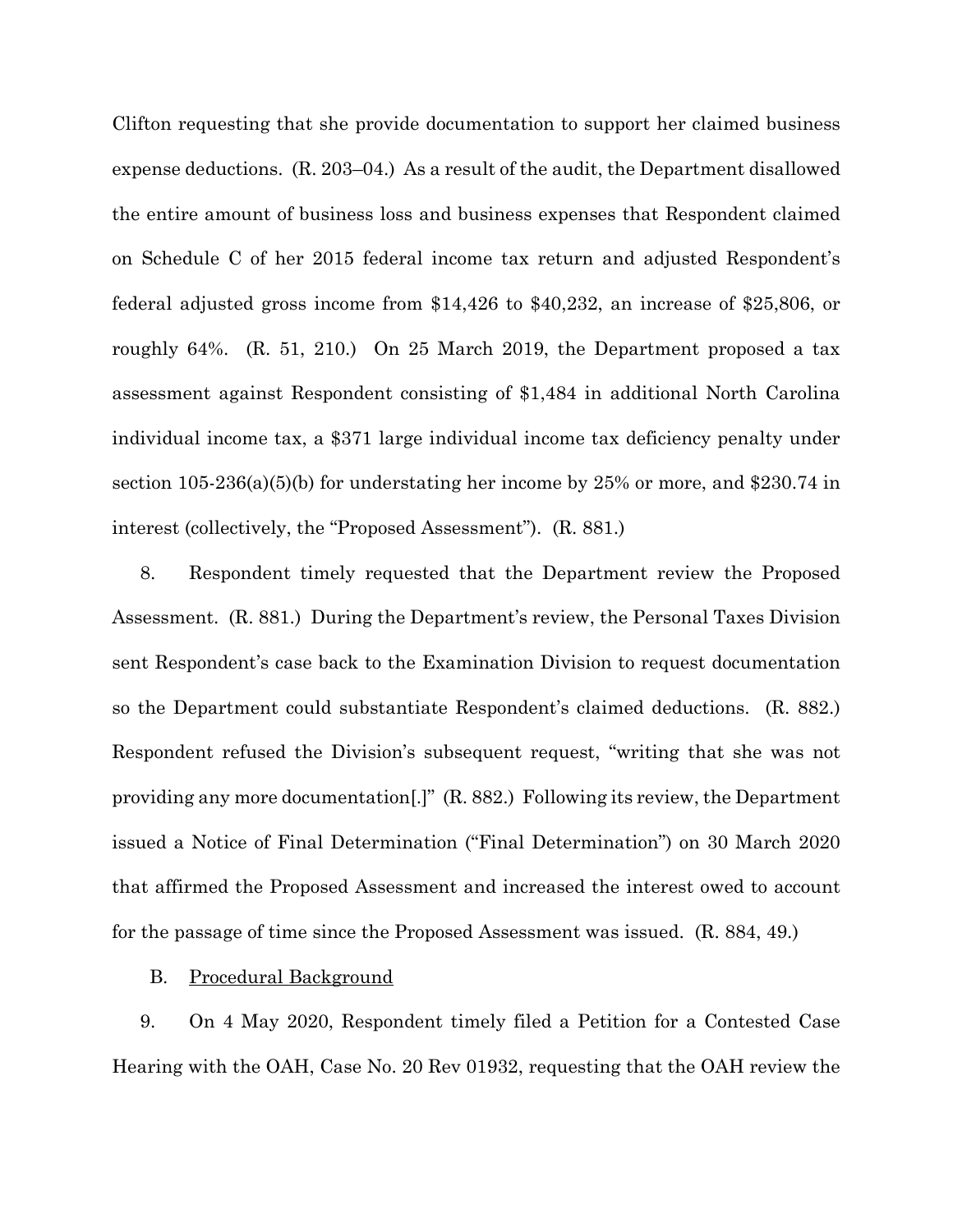Clifton requesting that she provide documentation to support her claimed business expense deductions. (R. 203–04.) As a result of the audit, the Department disallowed the entire amount of business loss and business expenses that Respondent claimed on Schedule C of her 2015 federal income tax return and adjusted Respondent's federal adjusted gross income from $14,426 to $40,232, an increase of $25,806, or roughly 64%. (R. 51, 210.) On 25 March 2019, the Department proposed a tax assessment against Respondent consisting of $1,484 in additional North Carolina individual income tax, a $371 large individual income tax deficiency penalty under section 105-236(a)(5)(b) for understating her income by 25% or more, and $230.74 in interest (collectively, the "Proposed Assessment"). (R. 881.)

8. Respondent timely requested that the Department review the Proposed Assessment. (R. 881.) During the Department's review, the Personal Taxes Division sent Respondent's case back to the Examination Division to request documentation so the Department could substantiate Respondent's claimed deductions. (R. 882.) Respondent refused the Division's subsequent request, "writing that she was not providing any more documentation[.]" (R. 882.) Following its review, the Department issued a Notice of Final Determination ("Final Determination") on 30 March 2020 that affirmed the Proposed Assessment and increased the interest owed to account for the passage of time since the Proposed Assessment was issued. (R. 884, 49.)

B. <u>Procedural Background</u>

9. On 4 May 2020, Respondent timely filed a Petition for a Contested Case Hearing with the OAH, Case No. 20 Rev 01932, requesting that the OAH review the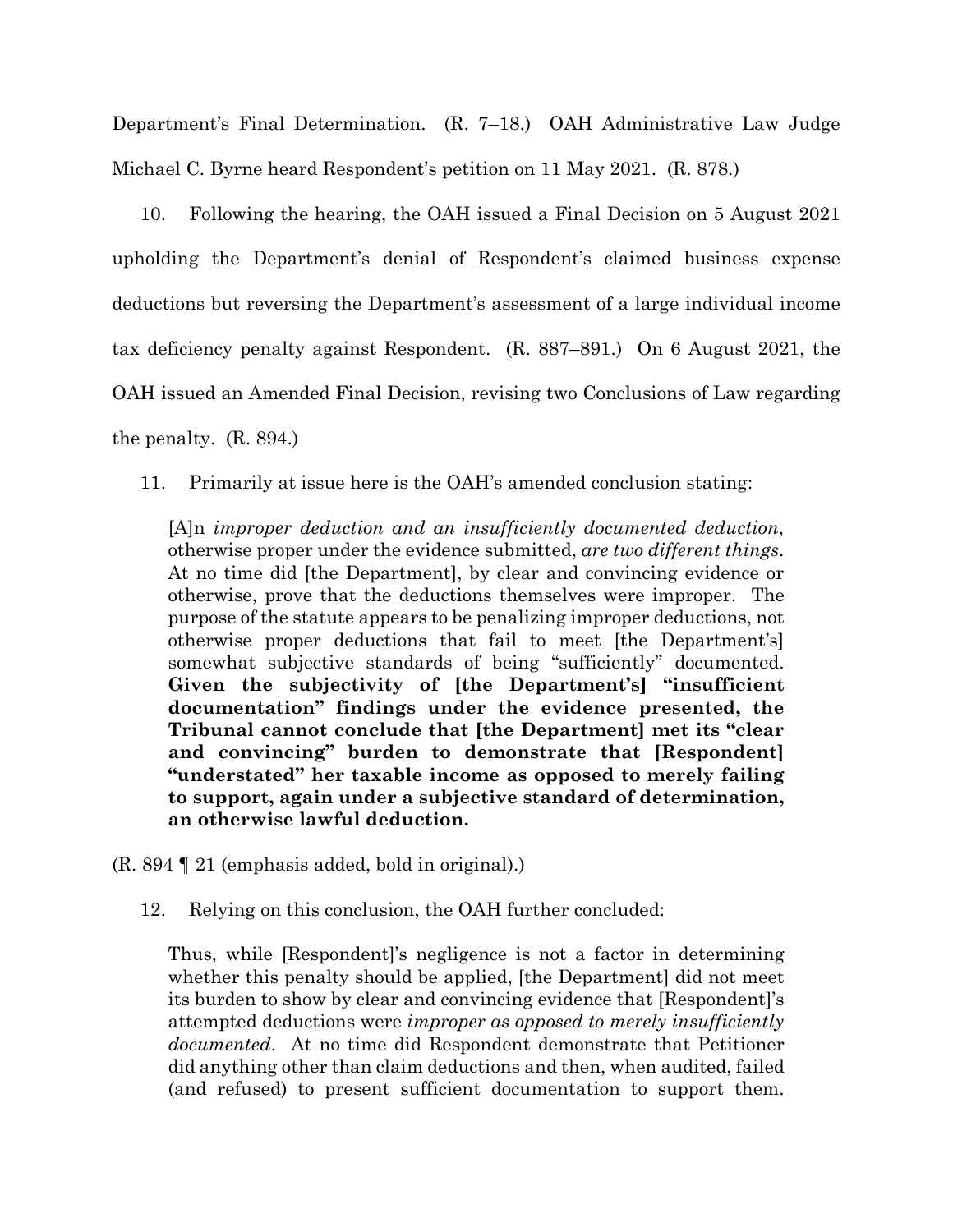Department's Final Determination. (R. 7–18.) OAH Administrative Law Judge Michael C. Byrne heard Respondent's petition on 11 May 2021. (R. 878.)

10. Following the hearing, the OAH issued a Final Decision on 5 August 2021 upholding the Department's denial of Respondent's claimed business expense deductions but reversing the Department's assessment of a large individual income tax deficiency penalty against Respondent. (R. 887–891.) On 6 August 2021, the OAH issued an Amended Final Decision, revising two Conclusions of Law regarding the penalty. (R. 894.)

11. Primarily at issue here is the OAH's amended conclusion stating:

> [A]n *improper deduction and an insufficiently documented deduction*, otherwise proper under the evidence submitted, *are two different things*. At no time did [the Department], by clear and convincing evidence or otherwise, prove that the deductions themselves were improper. The purpose of the statute appears to be penalizing improper deductions, not otherwise proper deductions that fail to meet [the Department's] somewhat subjective standards of being "sufficiently" documented. **Given the subjectivity of [the Department's] "insufficient documentation" findings under the evidence presented, the Tribunal cannot conclude that [the Department] met its "clear and convincing" burden to demonstrate that [Respondent] "understated" her taxable income as opposed to merely failing to support, again under a subjective standard of determination, an otherwise lawful deduction.**

(R. 894 ¶ 21 (emphasis added, bold in original).)

12. Relying on this conclusion, the OAH further concluded:

> Thus, while [Respondent]'s negligence is not a factor in determining whether this penalty should be applied, [the Department] did not meet its burden to show by clear and convincing evidence that [Respondent]'s attempted deductions were *improper as opposed to merely insufficiently documented*. At no time did Respondent demonstrate that Petitioner did anything other than claim deductions and then, when audited, failed (and refused) to present sufficient documentation to support them.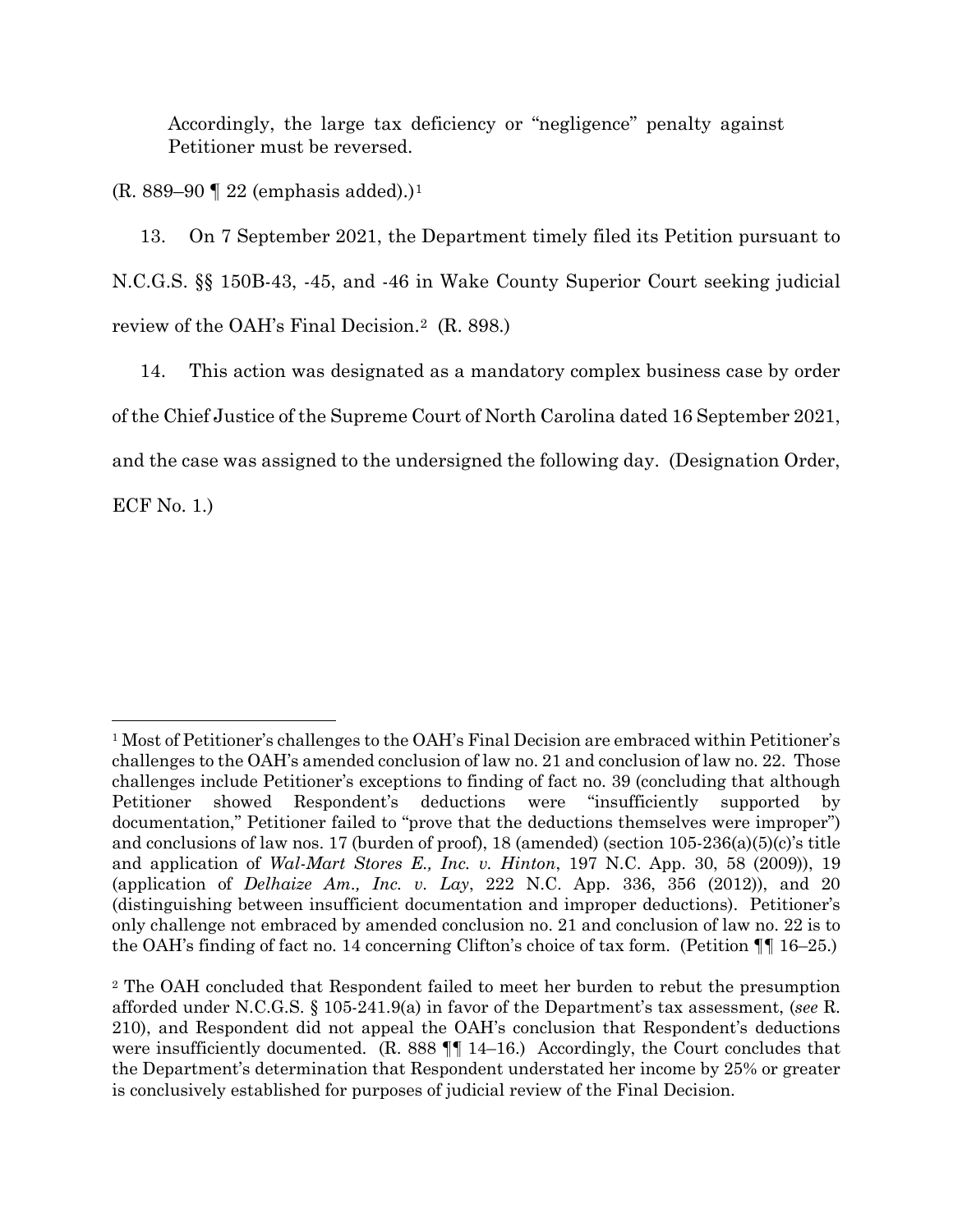> Accordingly, the large tax deficiency or "negligence" penalty against Petitioner must be reversed.

(R. 889–90 ¶ 22 (emphasis added).)[1]

13. On 7 September 2021, the Department timely filed its Petition pursuant to N.C.G.S. §§ 150B-43, -45, and -46 in Wake County Superior Court seeking judicial review of the OAH's Final Decision.[2] (R. 898.)

14. This action was designated as a mandatory complex business case by order of the Chief Justice of the Supreme Court of North Carolina dated 16 September 2021, and the case was assigned to the undersigned the following day. (Designation Order, ECF No. 1.)

---

[1] Most of Petitioner's challenges to the OAH's Final Decision are embraced within Petitioner's challenges to the OAH's amended conclusion of law no. 21 and conclusion of law no. 22. Those challenges include Petitioner's exceptions to finding of fact no. 39 (concluding that although Petitioner showed Respondent's deductions were "insufficiently supported by documentation," Petitioner failed to "prove that the deductions themselves were improper") and conclusions of law nos. 17 (burden of proof), 18 (amended) (section 105-236(a)(5)(c)'s title and application of *Wal-Mart Stores E., Inc. v. Hinton*, 197 N.C. App. 30, 58 (2009)), 19 (application of *Delhaize Am., Inc. v. Lay*, 222 N.C. App. 336, 356 (2012)), and 20 (distinguishing between insufficient documentation and improper deductions). Petitioner's only challenge not embraced by amended conclusion no. 21 and conclusion of law no. 22 is to the OAH's finding of fact no. 14 concerning Clifton's choice of tax form. (Petition ¶¶ 16–25.)

[2] The OAH concluded that Respondent failed to meet her burden to rebut the presumption afforded under N.C.G.S. § 105-241.9(a) in favor of the Department's tax assessment, (*see* R. 210), and Respondent did not appeal the OAH's conclusion that Respondent's deductions were insufficiently documented. (R. 888 ¶¶ 14–16.) Accordingly, the Court concludes that the Department's determination that Respondent understated her income by 25% or greater is conclusively established for purposes of judicial review of the Final Decision.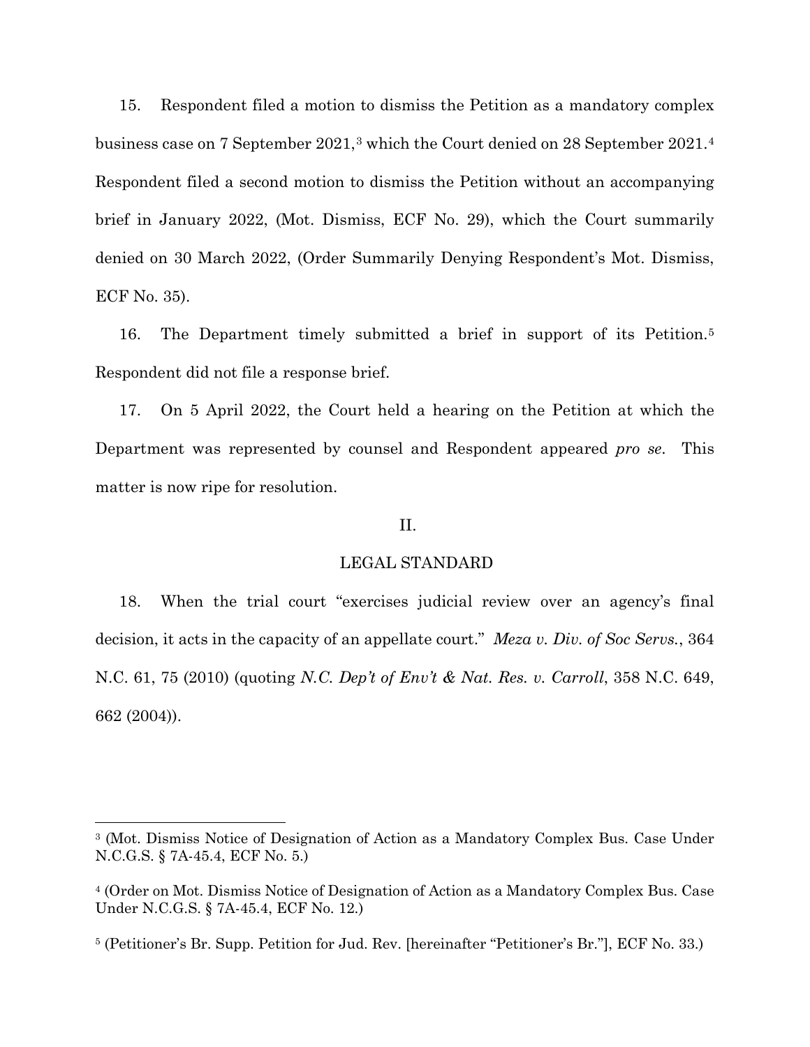15. Respondent filed a motion to dismiss the Petition as a mandatory complex business case on 7 September 2021,[3] which the Court denied on 28 September 2021.[4] Respondent filed a second motion to dismiss the Petition without an accompanying brief in January 2022, (Mot. Dismiss, ECF No. 29), which the Court summarily denied on 30 March 2022, (Order Summarily Denying Respondent's Mot. Dismiss, ECF No. 35).

16. The Department timely submitted a brief in support of its Petition.[5] Respondent did not file a response brief.

17. On 5 April 2022, the Court held a hearing on the Petition at which the Department was represented by counsel and Respondent appeared *pro se*. This matter is now ripe for resolution.

## II.

## LEGAL STANDARD

18. When the trial court "exercises judicial review over an agency's final decision, it acts in the capacity of an appellate court." *Meza v. Div. of Soc Servs.*, 364 N.C. 61, 75 (2010) (quoting *N.C. Dep't of Env't & Nat. Res. v. Carroll*, 358 N.C. 649, 662 (2004)).

---

[3] (Mot. Dismiss Notice of Designation of Action as a Mandatory Complex Bus. Case Under N.C.G.S. § 7A-45.4, ECF No. 5.)

[4] (Order on Mot. Dismiss Notice of Designation of Action as a Mandatory Complex Bus. Case Under N.C.G.S. § 7A-45.4, ECF No. 12.)

[5] (Petitioner's Br. Supp. Petition for Jud. Rev. [hereinafter "Petitioner's Br."], ECF No. 33.)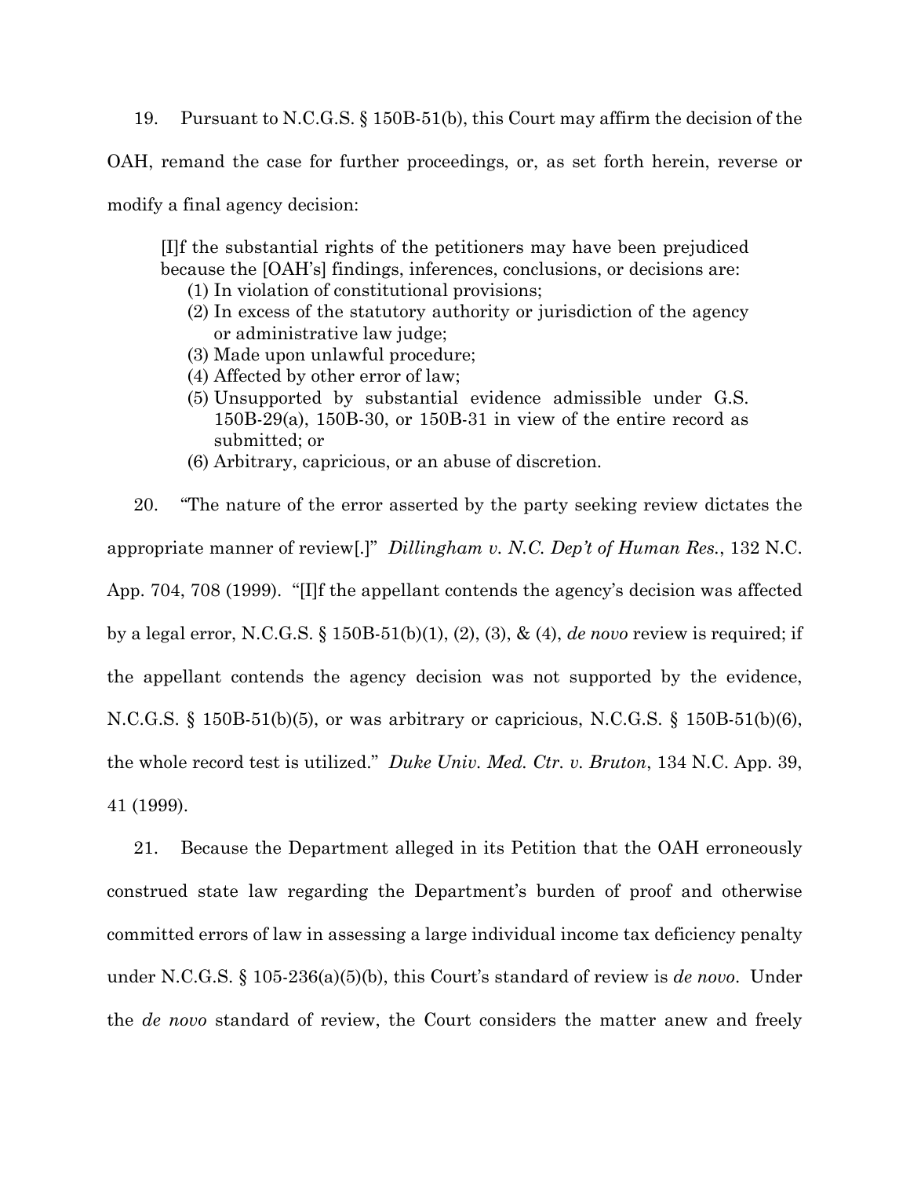19. Pursuant to N.C.G.S. § 150B-51(b), this Court may affirm the decision of the OAH, remand the case for further proceedings, or, as set forth herein, reverse or modify a final agency decision:

> [I]f the substantial rights of the petitioners may have been prejudiced because the [OAH's] findings, inferences, conclusions, or decisions are:
> (1) In violation of constitutional provisions;
> (2) In excess of the statutory authority or jurisdiction of the agency or administrative law judge;
> (3) Made upon unlawful procedure;
> (4) Affected by other error of law;
> (5) Unsupported by substantial evidence admissible under G.S. 150B-29(a), 150B-30, or 150B-31 in view of the entire record as submitted; or
> (6) Arbitrary, capricious, or an abuse of discretion.

20. "The nature of the error asserted by the party seeking review dictates the appropriate manner of review[.]" *Dillingham v. N.C. Dep't of Human Res.*, 132 N.C. App. 704, 708 (1999). "[I]f the appellant contends the agency's decision was affected by a legal error, N.C.G.S. § 150B-51(b)(1), (2), (3), & (4), *de novo* review is required; if the appellant contends the agency decision was not supported by the evidence, N.C.G.S. § 150B-51(b)(5), or was arbitrary or capricious, N.C.G.S. § 150B-51(b)(6), the whole record test is utilized." *Duke Univ. Med. Ctr. v. Bruton*, 134 N.C. App. 39, 41 (1999).

21. Because the Department alleged in its Petition that the OAH erroneously construed state law regarding the Department's burden of proof and otherwise committed errors of law in assessing a large individual income tax deficiency penalty under N.C.G.S. § 105-236(a)(5)(b), this Court's standard of review is *de novo*. Under the *de novo* standard of review, the Court considers the matter anew and freely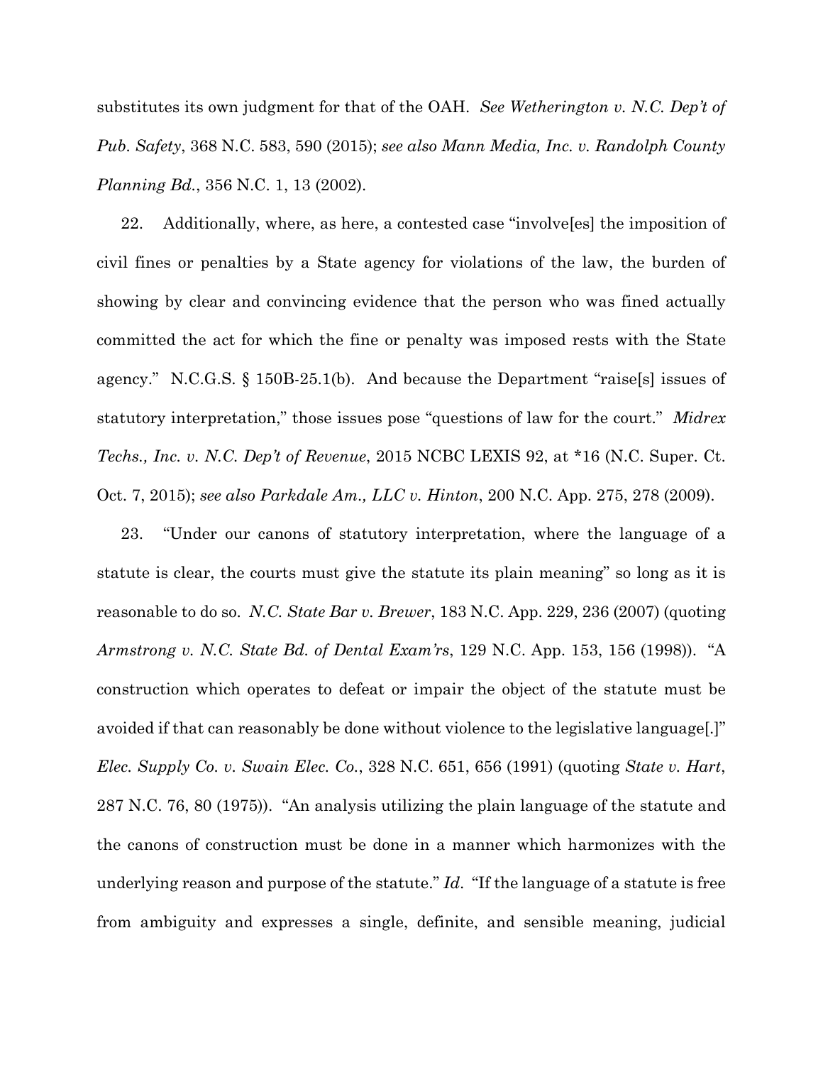substitutes its own judgment for that of the OAH. *See Wetherington v. N.C. Dep't of Pub. Safety*, 368 N.C. 583, 590 (2015); *see also Mann Media, Inc. v. Randolph County Planning Bd.*, 356 N.C. 1, 13 (2002).

22. Additionally, where, as here, a contested case "involve[es] the imposition of civil fines or penalties by a State agency for violations of the law, the burden of showing by clear and convincing evidence that the person who was fined actually committed the act for which the fine or penalty was imposed rests with the State agency." N.C.G.S. § 150B-25.1(b). And because the Department "raise[s] issues of statutory interpretation," those issues pose "questions of law for the court." *Midrex Techs., Inc. v. N.C. Dep't of Revenue*, 2015 NCBC LEXIS 92, at *16 (N.C. Super. Ct. Oct. 7, 2015); *see also Parkdale Am., LLC v. Hinton*, 200 N.C. App. 275, 278 (2009).

23. "Under our canons of statutory interpretation, where the language of a statute is clear, the courts must give the statute its plain meaning" so long as it is reasonable to do so. *N.C. State Bar v. Brewer*, 183 N.C. App. 229, 236 (2007) (quoting *Armstrong v. N.C. State Bd. of Dental Exam'rs*, 129 N.C. App. 153, 156 (1998)). "A construction which operates to defeat or impair the object of the statute must be avoided if that can reasonably be done without violence to the legislative language[.]" *Elec. Supply Co. v. Swain Elec. Co.*, 328 N.C. 651, 656 (1991) (quoting *State v. Hart*, 287 N.C. 76, 80 (1975)). "An analysis utilizing the plain language of the statute and the canons of construction must be done in a manner which harmonizes with the underlying reason and purpose of the statute." *Id*. "If the language of a statute is free from ambiguity and expresses a single, definite, and sensible meaning, judicial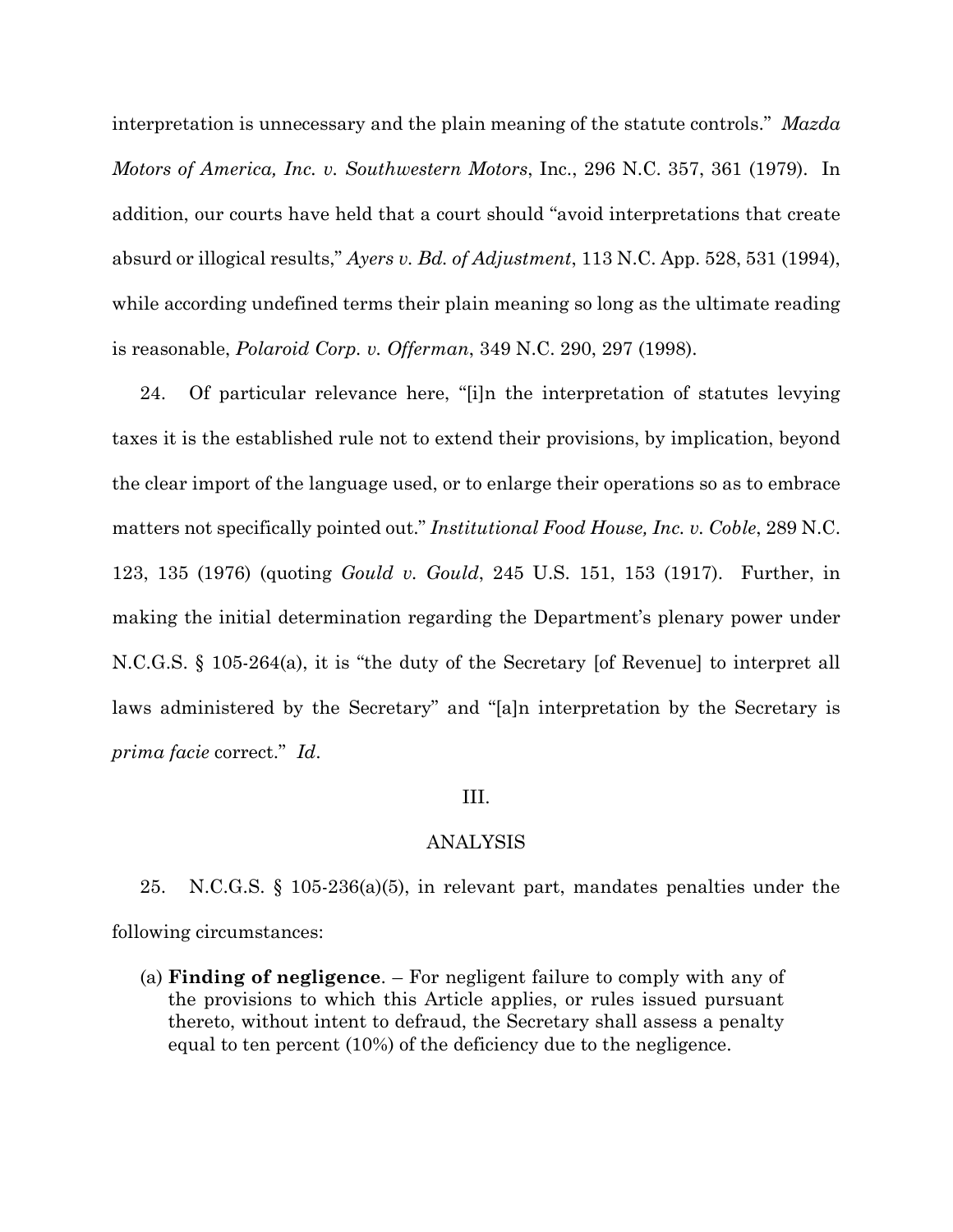interpretation is unnecessary and the plain meaning of the statute controls." *Mazda Motors of America, Inc. v. Southwestern Motors*, Inc., 296 N.C. 357, 361 (1979). In addition, our courts have held that a court should "avoid interpretations that create absurd or illogical results," *Ayers v. Bd. of Adjustment*, 113 N.C. App. 528, 531 (1994), while according undefined terms their plain meaning so long as the ultimate reading is reasonable, *Polaroid Corp. v. Offerman*, 349 N.C. 290, 297 (1998).

24. Of particular relevance here, "[i]n the interpretation of statutes levying taxes it is the established rule not to extend their provisions, by implication, beyond the clear import of the language used, or to enlarge their operations so as to embrace matters not specifically pointed out." *Institutional Food House, Inc. v. Coble*, 289 N.C. 123, 135 (1976) (quoting *Gould v. Gould*, 245 U.S. 151, 153 (1917). Further, in making the initial determination regarding the Department's plenary power under N.C.G.S. § 105-264(a), it is "the duty of the Secretary [of Revenue] to interpret all laws administered by the Secretary" and "[a]n interpretation by the Secretary is *prima facie* correct." *Id*.

## III.

## ANALYSIS

25. N.C.G.S. § 105-236(a)(5), in relevant part, mandates penalties under the following circumstances:

> (a) **Finding of negligence**. – For negligent failure to comply with any of the provisions to which this Article applies, or rules issued pursuant thereto, without intent to defraud, the Secretary shall assess a penalty equal to ten percent (10%) of the deficiency due to the negligence.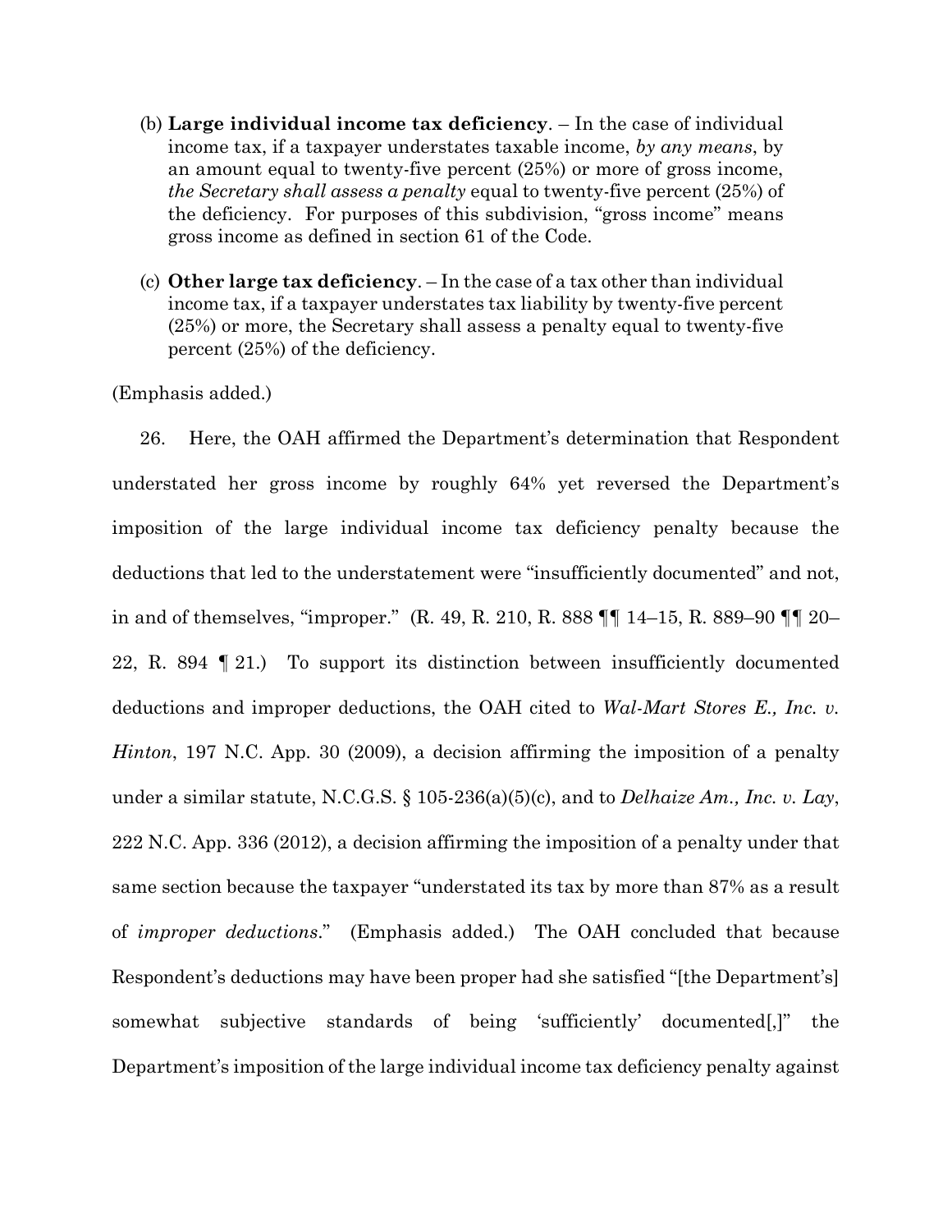(b) **Large individual income tax deficiency**. – In the case of individual income tax, if a taxpayer understates taxable income, *by any means*, by an amount equal to twenty-five percent (25%) or more of gross income, *the Secretary shall assess a penalty* equal to twenty-five percent (25%) of the deficiency. For purposes of this subdivision, "gross income" means gross income as defined in section 61 of the Code.

(c) **Other large tax deficiency**. – In the case of a tax other than individual income tax, if a taxpayer understates tax liability by twenty-five percent (25%) or more, the Secretary shall assess a penalty equal to twenty-five percent (25%) of the deficiency.

(Emphasis added.)

26. Here, the OAH affirmed the Department's determination that Respondent understated her gross income by roughly 64% yet reversed the Department's imposition of the large individual income tax deficiency penalty because the deductions that led to the understatement were "insufficiently documented" and not, in and of themselves, "improper." (R. 49, R. 210, R. 888 ¶¶ 14–15, R. 889–90 ¶¶ 20–22, R. 894 ¶ 21.) To support its distinction between insufficiently documented deductions and improper deductions, the OAH cited to *Wal-Mart Stores E., Inc. v. Hinton*, 197 N.C. App. 30 (2009), a decision affirming the imposition of a penalty under a similar statute, N.C.G.S. § 105-236(a)(5)(c), and to *Delhaize Am., Inc. v. Lay*, 222 N.C. App. 336 (2012), a decision affirming the imposition of a penalty under that same section because the taxpayer "understated its tax by more than 87% as a result of *improper deductions*." (Emphasis added.) The OAH concluded that because Respondent's deductions may have been proper had she satisfied "[the Department's] somewhat subjective standards of being 'sufficiently' documented[,]" the Department's imposition of the large individual income tax deficiency penalty against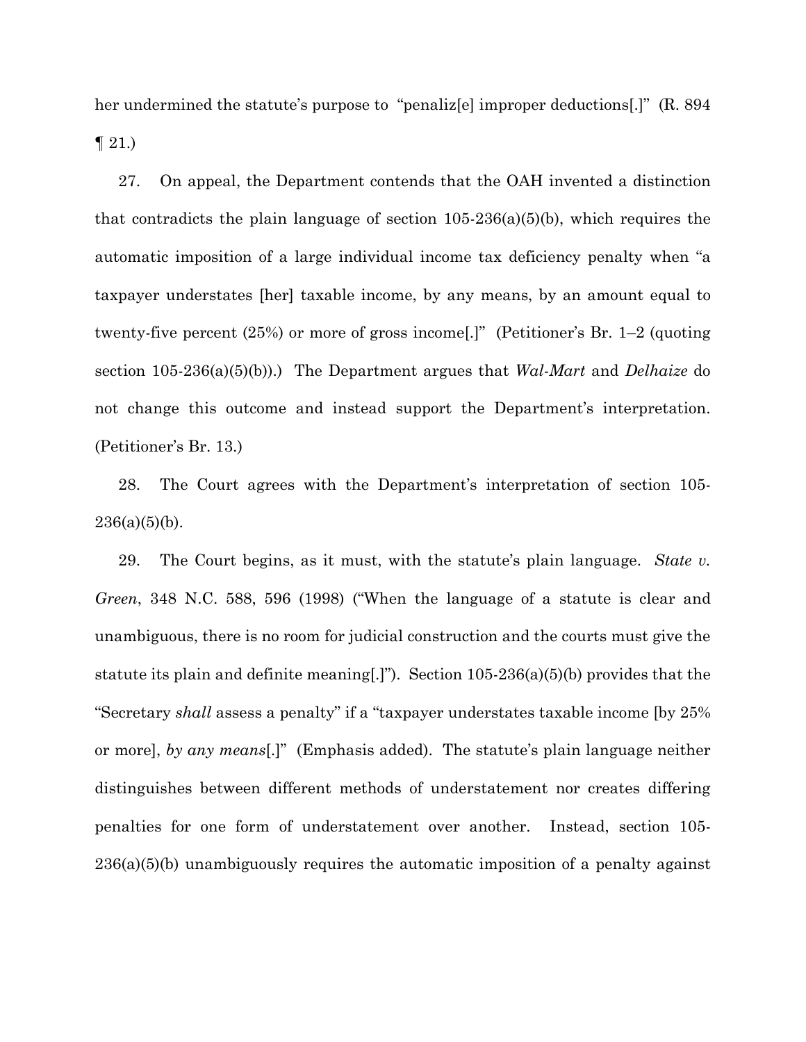her undermined the statute's purpose to "penaliz[e] improper deductions[.]" (R. 894 ¶ 21.)

27. On appeal, the Department contends that the OAH invented a distinction that contradicts the plain language of section 105-236(a)(5)(b), which requires the automatic imposition of a large individual income tax deficiency penalty when "a taxpayer understates [her] taxable income, by any means, by an amount equal to twenty-five percent (25%) or more of gross income[.]" (Petitioner's Br. 1–2 (quoting section 105-236(a)(5)(b)).) The Department argues that *Wal-Mart* and *Delhaize* do not change this outcome and instead support the Department's interpretation. (Petitioner's Br. 13.)

28. The Court agrees with the Department's interpretation of section 105-236(a)(5)(b).

29. The Court begins, as it must, with the statute's plain language. *State v. Green*, 348 N.C. 588, 596 (1998) ("When the language of a statute is clear and unambiguous, there is no room for judicial construction and the courts must give the statute its plain and definite meaning[.]"). Section 105-236(a)(5)(b) provides that the "Secretary *shall* assess a penalty" if a "taxpayer understates taxable income [by 25% or more], *by any means*[.]" (Emphasis added). The statute's plain language neither distinguishes between different methods of understatement nor creates differing penalties for one form of understatement over another. Instead, section 105-236(a)(5)(b) unambiguously requires the automatic imposition of a penalty against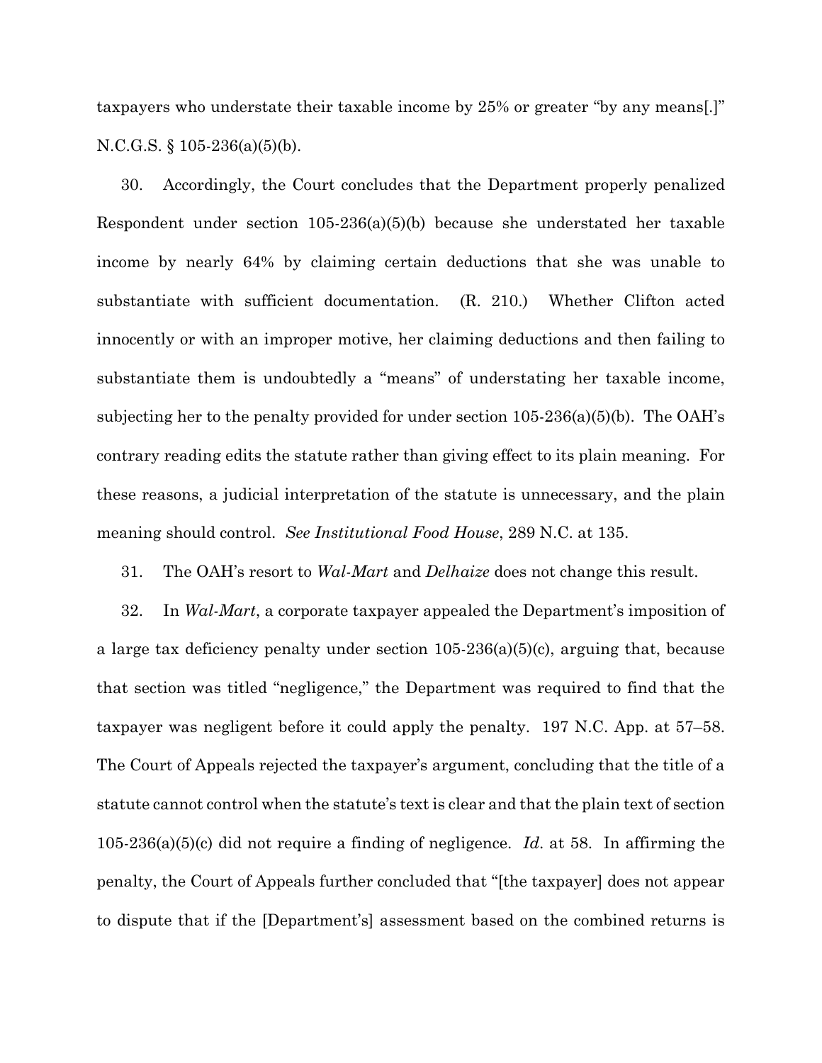taxpayers who understate their taxable income by 25% or greater "by any means[.]" N.C.G.S. § 105-236(a)(5)(b).

30. Accordingly, the Court concludes that the Department properly penalized Respondent under section 105-236(a)(5)(b) because she understated her taxable income by nearly 64% by claiming certain deductions that she was unable to substantiate with sufficient documentation. (R. 210.) Whether Clifton acted innocently or with an improper motive, her claiming deductions and then failing to substantiate them is undoubtedly a "means" of understating her taxable income, subjecting her to the penalty provided for under section 105-236(a)(5)(b). The OAH's contrary reading edits the statute rather than giving effect to its plain meaning. For these reasons, a judicial interpretation of the statute is unnecessary, and the plain meaning should control. *See Institutional Food House*, 289 N.C. at 135.

31. The OAH's resort to *Wal-Mart* and *Delhaize* does not change this result.

32. In *Wal-Mart*, a corporate taxpayer appealed the Department's imposition of a large tax deficiency penalty under section 105-236(a)(5)(c), arguing that, because that section was titled "negligence," the Department was required to find that the taxpayer was negligent before it could apply the penalty. 197 N.C. App. at 57–58. The Court of Appeals rejected the taxpayer's argument, concluding that the title of a statute cannot control when the statute's text is clear and that the plain text of section 105-236(a)(5)(c) did not require a finding of negligence. *Id.* at 58. In affirming the penalty, the Court of Appeals further concluded that "[the taxpayer] does not appear to dispute that if the [Department's] assessment based on the combined returns is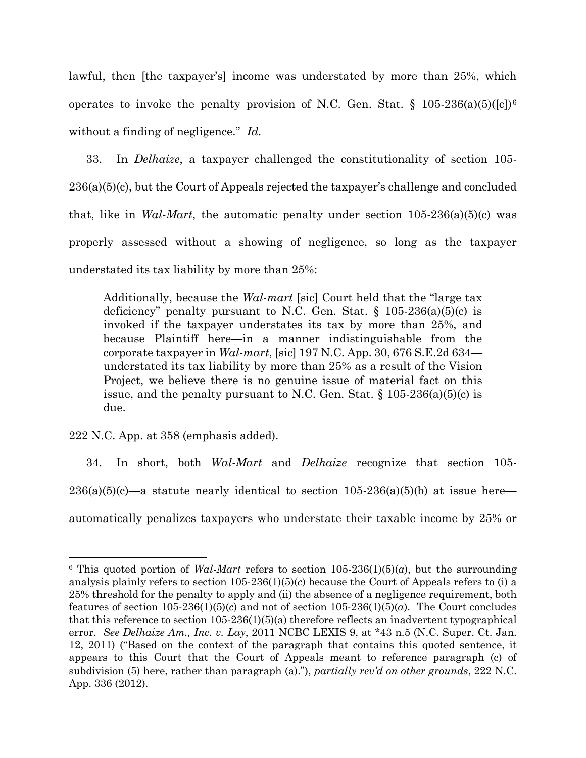lawful, then [the taxpayer's] income was understated by more than 25%, which operates to invoke the penalty provision of N.C. Gen. Stat. § 105-236(a)(5)([c])[6] without a finding of negligence." *Id.*

33. In *Delhaize*, a taxpayer challenged the constitutionality of section 105-236(a)(5)(c), but the Court of Appeals rejected the taxpayer's challenge and concluded that, like in *Wal-Mart*, the automatic penalty under section 105-236(a)(5)(c) was properly assessed without a showing of negligence, so long as the taxpayer understated its tax liability by more than 25%:

> Additionally, because the *Wal-mart* [sic] Court held that the "large tax deficiency" penalty pursuant to N.C. Gen. Stat. § 105-236(a)(5)(c) is invoked if the taxpayer understates its tax by more than 25%, and because Plaintiff here—in a manner indistinguishable from the corporate taxpayer in *Wal-mart*, [sic] 197 N.C. App. 30, 676 S.E.2d 634—understated its tax liability by more than 25% as a result of the Vision Project, we believe there is no genuine issue of material fact on this issue, and the penalty pursuant to N.C. Gen. Stat. § 105-236(a)(5)(c) is due.

222 N.C. App. at 358 (emphasis added).

34. In short, both *Wal-Mart* and *Delhaize* recognize that section 105-236(a)(5)(c)—a statute nearly identical to section 105-236(a)(5)(b) at issue here—automatically penalizes taxpayers who understate their taxable income by 25% or

---

[6] This quoted portion of *Wal-Mart* refers to section 105-236(1)(5)(*a*), but the surrounding analysis plainly refers to section 105-236(1)(5)(*c*) because the Court of Appeals refers to (i) a 25% threshold for the penalty to apply and (ii) the absence of a negligence requirement, both features of section 105-236(1)(5)(*c*) and not of section 105-236(1)(5)(*a*). The Court concludes that this reference to section 105-236(1)(5)(a) therefore reflects an inadvertent typographical error. *See Delhaize Am., Inc. v. Lay*, 2011 NCBC LEXIS 9, at *43 n.5 (N.C. Super. Ct. Jan. 12, 2011) ("Based on the context of the paragraph that contains this quoted sentence, it appears to this Court that the Court of Appeals meant to reference paragraph (c) of subdivision (5) here, rather than paragraph (a)."), *partially rev'd on other grounds*, 222 N.C. App. 336 (2012).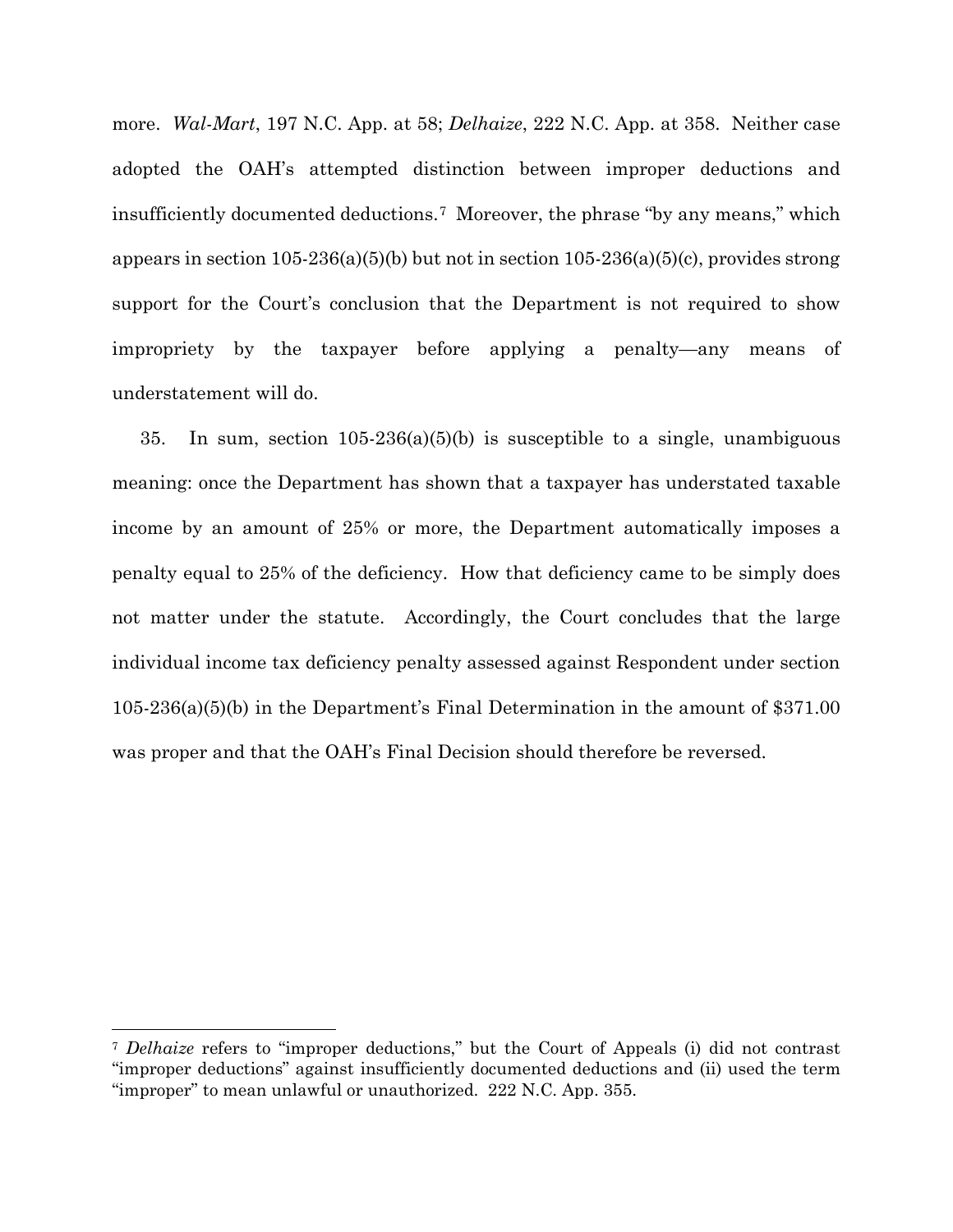more. *Wal-Mart*, 197 N.C. App. at 58; *Delhaize*, 222 N.C. App. at 358. Neither case adopted the OAH's attempted distinction between improper deductions and insufficiently documented deductions.[7] Moreover, the phrase "by any means," which appears in section 105-236(a)(5)(b) but not in section 105-236(a)(5)(c), provides strong support for the Court's conclusion that the Department is not required to show impropriety by the taxpayer before applying a penalty—any means of understatement will do.

35. In sum, section 105-236(a)(5)(b) is susceptible to a single, unambiguous meaning: once the Department has shown that a taxpayer has understated taxable income by an amount of 25% or more, the Department automatically imposes a penalty equal to 25% of the deficiency. How that deficiency came to be simply does not matter under the statute. Accordingly, the Court concludes that the large individual income tax deficiency penalty assessed against Respondent under section 105-236(a)(5)(b) in the Department's Final Determination in the amount of $371.00 was proper and that the OAH's Final Decision should therefore be reversed.

---

[7] *Delhaize* refers to "improper deductions," but the Court of Appeals (i) did not contrast "improper deductions" against insufficiently documented deductions and (ii) used the term "improper" to mean unlawful or unauthorized. 222 N.C. App. 355.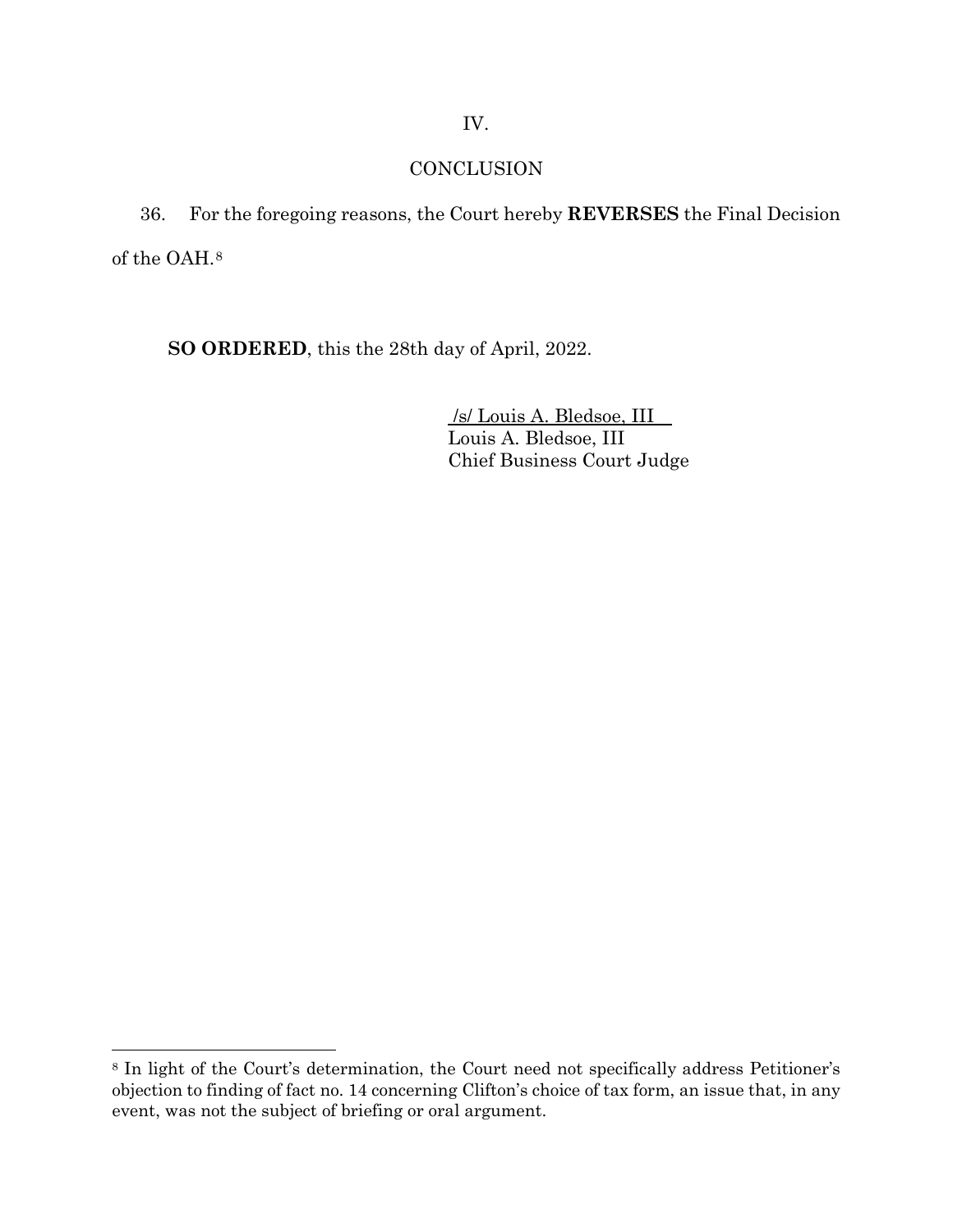## IV.

## CONCLUSION

36. For the foregoing reasons, the Court hereby **REVERSES** the Final Decision of the OAH.[8]

**SO ORDERED**, this the 28th day of April, 2022.

/s/ Louis A. Bledsoe, III
Louis A. Bledsoe, III
Chief Business Court Judge

---

[8] In light of the Court's determination, the Court need not specifically address Petitioner's objection to finding of fact no. 14 concerning Clifton's choice of tax form, an issue that, in any event, was not the subject of briefing or oral argument.